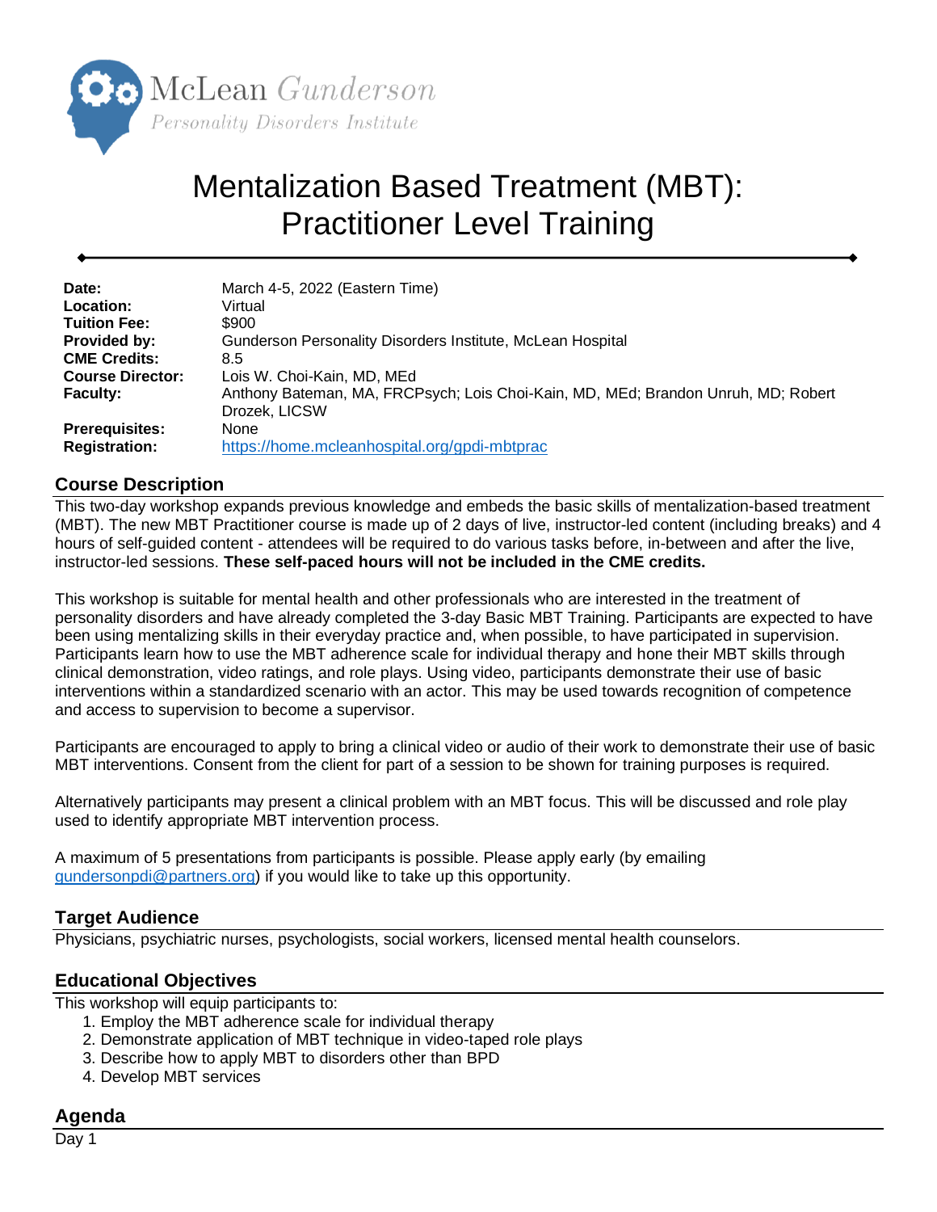McLean *Gunderson*
*Personality Disorders Institute*

# Mentalization Based Treatment (MBT): Practitioner Level Training

| | |
|---|---|
| **Date:** | March 4-5, 2022 (Eastern Time) |
| **Location:** | Virtual |
| **Tuition Fee:** | $900 |
| **Provided by:** | Gunderson Personality Disorders Institute, McLean Hospital |
| **CME Credits:** | 8.5 |
| **Course Director:** | Lois W. Choi-Kain, MD, MEd |
| **Faculty:** | Anthony Bateman, MA, FRCPsych; Lois Choi-Kain, MD, MEd; Brandon Unruh, MD; Robert Drozek, LICSW |
| **Prerequisites:** | None |
| **Registration:** | https://home.mcleanhospital.org/gpdi-mbtprac |

## Course Description

This two-day workshop expands previous knowledge and embeds the basic skills of mentalization-based treatment (MBT). The new MBT Practitioner course is made up of 2 days of live, instructor-led content (including breaks) and 4 hours of self-guided content - attendees will be required to do various tasks before, in-between and after the live, instructor-led sessions. **These self-paced hours will not be included in the CME credits.**

This workshop is suitable for mental health and other professionals who are interested in the treatment of personality disorders and have already completed the 3-day Basic MBT Training. Participants are expected to have been using mentalizing skills in their everyday practice and, when possible, to have participated in supervision. Participants learn how to use the MBT adherence scale for individual therapy and hone their MBT skills through clinical demonstration, video ratings, and role plays. Using video, participants demonstrate their use of basic interventions within a standardized scenario with an actor. This may be used towards recognition of competence and access to supervision to become a supervisor.

Participants are encouraged to apply to bring a clinical video or audio of their work to demonstrate their use of basic MBT interventions. Consent from the client for part of a session to be shown for training purposes is required.

Alternatively participants may present a clinical problem with an MBT focus. This will be discussed and role play used to identify appropriate MBT intervention process.

A maximum of 5 presentations from participants is possible. Please apply early (by emailing gundersonpdi@partners.org) if you would like to take up this opportunity.

## Target Audience

Physicians, psychiatric nurses, psychologists, social workers, licensed mental health counselors.

## Educational Objectives

This workshop will equip participants to:

1. Employ the MBT adherence scale for individual therapy
2. Demonstrate application of MBT technique in video-taped role plays
3. Describe how to apply MBT to disorders other than BPD
4. Develop MBT services

## Agenda

Day 1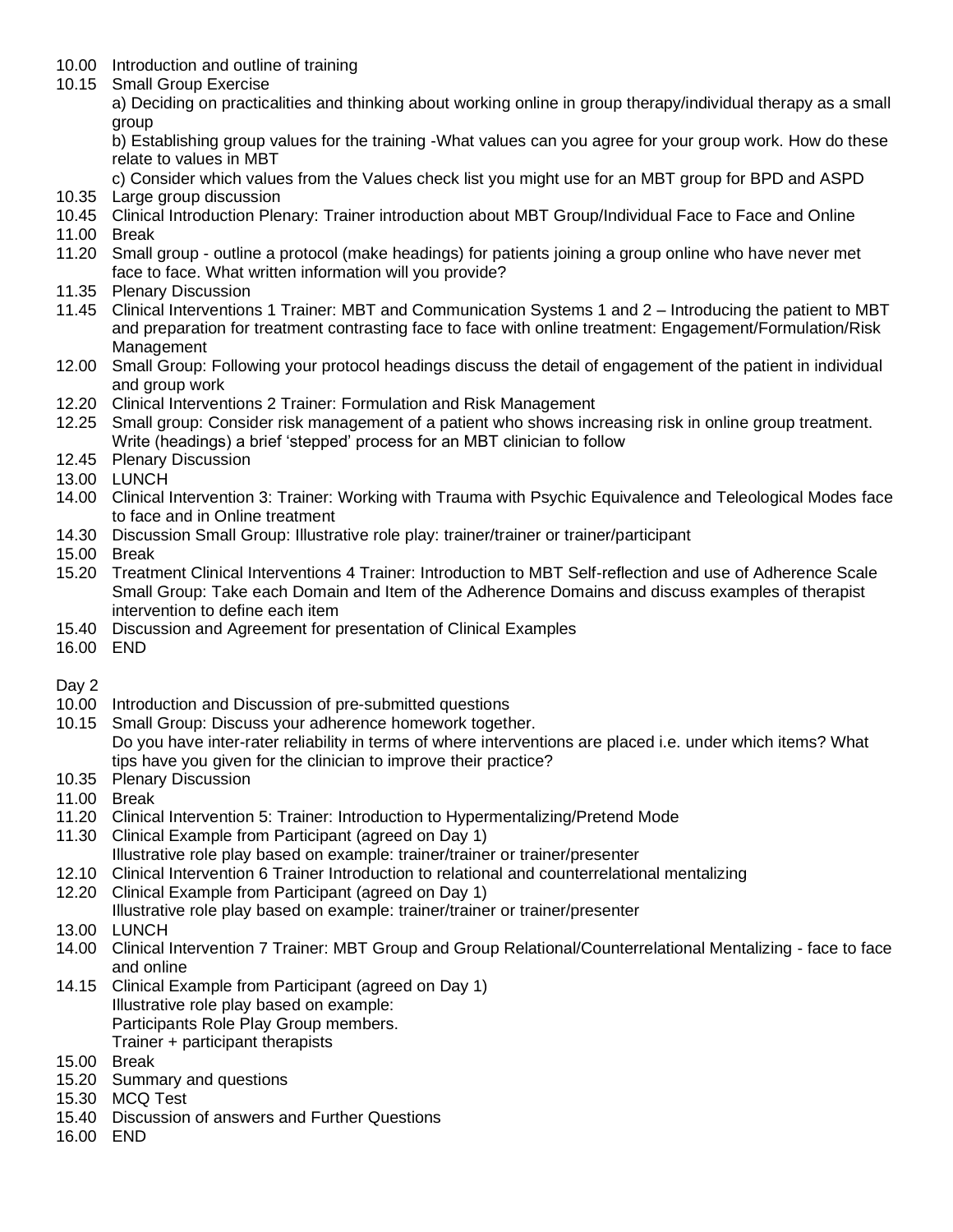10.00 Introduction and outline of training

10.15 Small Group Exercise

a) Deciding on practicalities and thinking about working online in group therapy/individual therapy as a small group

b) Establishing group values for the training -What values can you agree for your group work. How do these relate to values in MBT

c) Consider which values from the Values check list you might use for an MBT group for BPD and ASPD

10.35 Large group discussion

10.45 Clinical Introduction Plenary: Trainer introduction about MBT Group/Individual Face to Face and Online

11.00 Break

11.20 Small group - outline a protocol (make headings) for patients joining a group online who have never met face to face. What written information will you provide?

11.35 Plenary Discussion

11.45 Clinical Interventions 1 Trainer: MBT and Communication Systems 1 and 2 – Introducing the patient to MBT and preparation for treatment contrasting face to face with online treatment: Engagement/Formulation/Risk Management

12.00 Small Group: Following your protocol headings discuss the detail of engagement of the patient in individual and group work

12.20 Clinical Interventions 2 Trainer: Formulation and Risk Management

12.25 Small group: Consider risk management of a patient who shows increasing risk in online group treatment. Write (headings) a brief 'stepped' process for an MBT clinician to follow

12.45 Plenary Discussion

13.00 LUNCH

14.00 Clinical Intervention 3: Trainer: Working with Trauma with Psychic Equivalence and Teleological Modes face to face and in Online treatment

14.30 Discussion Small Group: Illustrative role play: trainer/trainer or trainer/participant

15.00 Break

15.20 Treatment Clinical Interventions 4 Trainer: Introduction to MBT Self-reflection and use of Adherence Scale Small Group: Take each Domain and Item of the Adherence Domains and discuss examples of therapist intervention to define each item

15.40 Discussion and Agreement for presentation of Clinical Examples

16.00 END

Day 2

10.00 Introduction and Discussion of pre-submitted questions

10.15 Small Group: Discuss your adherence homework together.

Do you have inter-rater reliability in terms of where interventions are placed i.e. under which items? What tips have you given for the clinician to improve their practice?

10.35 Plenary Discussion

11.00 Break

11.20 Clinical Intervention 5: Trainer: Introduction to Hypermentalizing/Pretend Mode

11.30 Clinical Example from Participant (agreed on Day 1)

Illustrative role play based on example: trainer/trainer or trainer/presenter

12.10 Clinical Intervention 6 Trainer Introduction to relational and counterrelational mentalizing

12.20 Clinical Example from Participant (agreed on Day 1)

Illustrative role play based on example: trainer/trainer or trainer/presenter

13.00 LUNCH

14.00 Clinical Intervention 7 Trainer: MBT Group and Group Relational/Counterrelational Mentalizing - face to face and online

14.15 Clinical Example from Participant (agreed on Day 1)

Illustrative role play based on example:

Participants Role Play Group members.

Trainer + participant therapists

15.00 Break

15.20 Summary and questions

15.30 MCQ Test

15.40 Discussion of answers and Further Questions

16.00 END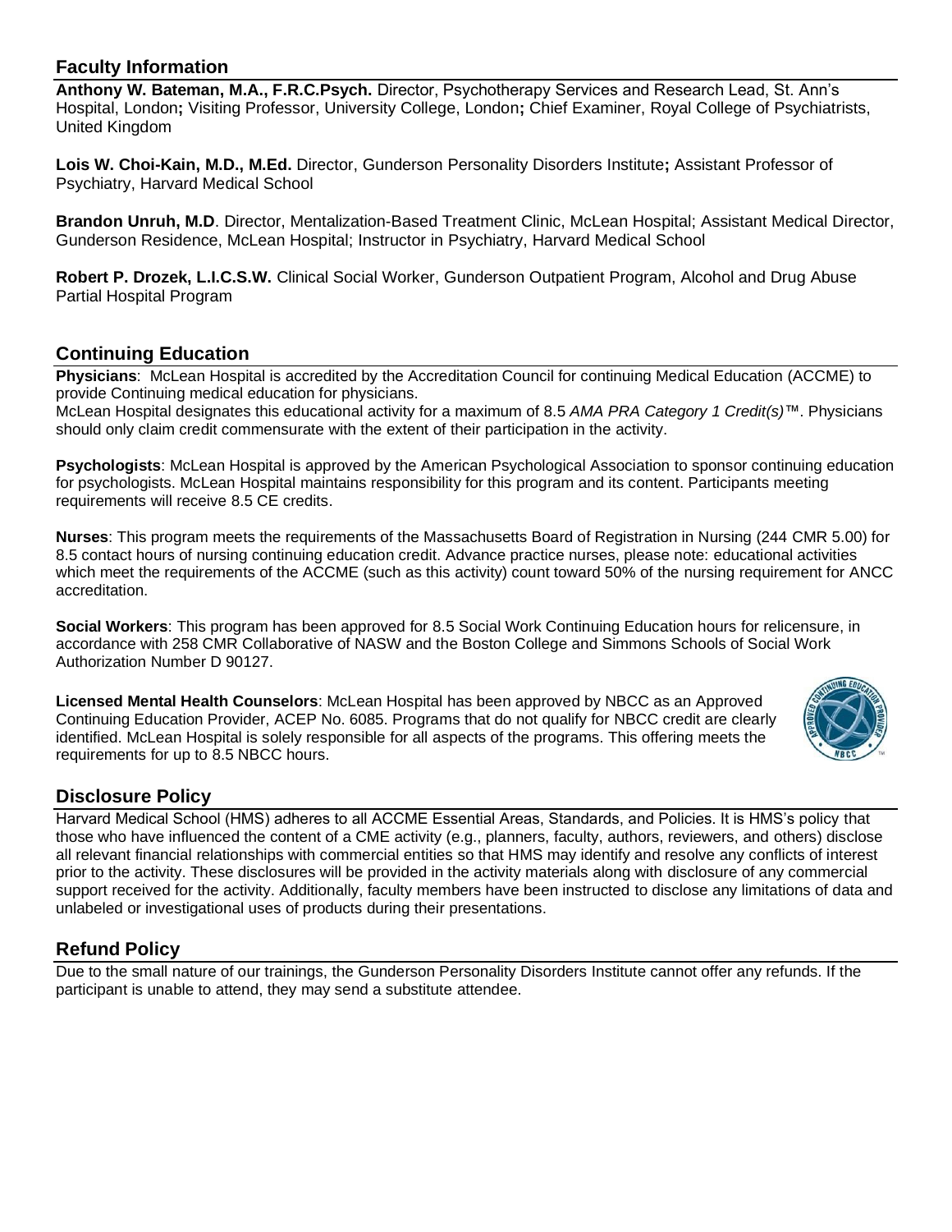## Faculty Information

**Anthony W. Bateman, M.A., F.R.C.Psych.** Director, Psychotherapy Services and Research Lead, St. Ann's Hospital, London**;** Visiting Professor, University College, London**;** Chief Examiner, Royal College of Psychiatrists, United Kingdom

**Lois W. Choi-Kain, M.D., M.Ed.** Director, Gunderson Personality Disorders Institute**;** Assistant Professor of Psychiatry, Harvard Medical School

**Brandon Unruh, M.D**. Director, Mentalization-Based Treatment Clinic, McLean Hospital; Assistant Medical Director, Gunderson Residence, McLean Hospital; Instructor in Psychiatry, Harvard Medical School

**Robert P. Drozek, L.I.C.S.W.** Clinical Social Worker, Gunderson Outpatient Program, Alcohol and Drug Abuse Partial Hospital Program

## Continuing Education

**Physicians**: McLean Hospital is accredited by the Accreditation Council for continuing Medical Education (ACCME) to provide Continuing medical education for physicians.
McLean Hospital designates this educational activity for a maximum of 8.5 *AMA PRA Category 1 Credit(s)*™. Physicians should only claim credit commensurate with the extent of their participation in the activity.

**Psychologists**: McLean Hospital is approved by the American Psychological Association to sponsor continuing education for psychologists. McLean Hospital maintains responsibility for this program and its content. Participants meeting requirements will receive 8.5 CE credits.

**Nurses**: This program meets the requirements of the Massachusetts Board of Registration in Nursing (244 CMR 5.00) for 8.5 contact hours of nursing continuing education credit. Advance practice nurses, please note: educational activities which meet the requirements of the ACCME (such as this activity) count toward 50% of the nursing requirement for ANCC accreditation.

**Social Workers**: This program has been approved for 8.5 Social Work Continuing Education hours for relicensure, in accordance with 258 CMR Collaborative of NASW and the Boston College and Simmons Schools of Social Work Authorization Number D 90127.

**Licensed Mental Health Counselors**: McLean Hospital has been approved by NBCC as an Approved Continuing Education Provider, ACEP No. 6085. Programs that do not qualify for NBCC credit are clearly identified. McLean Hospital is solely responsible for all aspects of the programs. This offering meets the requirements for up to 8.5 NBCC hours.

## Disclosure Policy

Harvard Medical School (HMS) adheres to all ACCME Essential Areas, Standards, and Policies. It is HMS's policy that those who have influenced the content of a CME activity (e.g., planners, faculty, authors, reviewers, and others) disclose all relevant financial relationships with commercial entities so that HMS may identify and resolve any conflicts of interest prior to the activity. These disclosures will be provided in the activity materials along with disclosure of any commercial support received for the activity. Additionally, faculty members have been instructed to disclose any limitations of data and unlabeled or investigational uses of products during their presentations.

## Refund Policy

Due to the small nature of our trainings, the Gunderson Personality Disorders Institute cannot offer any refunds. If the participant is unable to attend, they may send a substitute attendee.